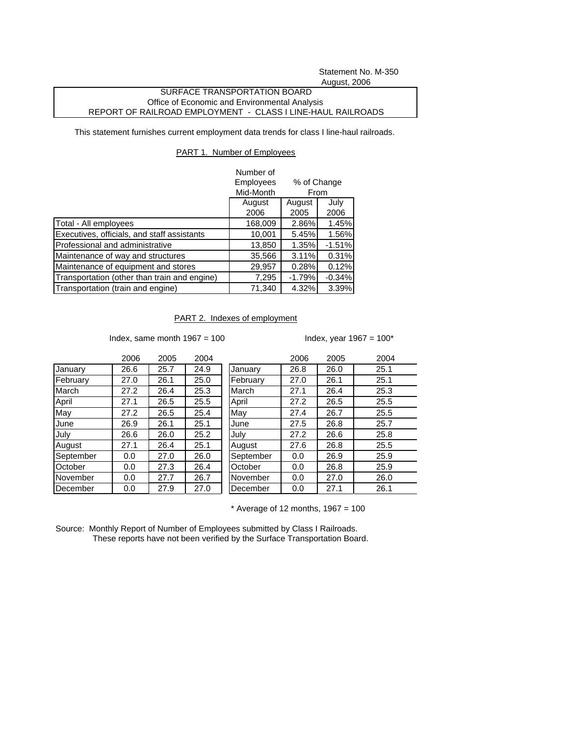Statement No. M-350

August, 2006

**SURFACE TRANSPORTATION BOARD**

**Office of Economic and Environmental Analysis**

**REPORT OF RAILROAD EMPLOYMENT - CLASS I LINE-HAUL RAILROADS**

This statement furnishes current employment data trends for class I line-haul railroads.

## PART 1. Number of Employees

| | Number of Employees Mid-Month | % of Change From | |
|---|---|---|---|
| | August 2006 | August 2005 | July 2006 |
| Total - All employees | 168,009 | 2.86% | 1.45% |
| Executives, officials, and staff assistants | 10,001 | 5.45% | 1.56% |
| Professional and administrative | 13,850 | 1.35% | -1.51% |
| Maintenance of way and structures | 35,566 | 3.11% | 0.31% |
| Maintenance of equipment and stores | 29,957 | 0.28% | 0.12% |
| Transportation (other than train and engine) | 7,295 | -1.79% | -0.34% |
| Transportation (train and engine) | 71,340 | 4.32% | 3.39% |

## PART 2. Indexes of employment

Index, same month 1967 = 100

| | 2006 | 2005 | 2004 |
|---|---|---|---|
| January | 26.6 | 25.7 | 24.9 |
| February | 27.0 | 26.1 | 25.0 |
| March | 27.2 | 26.4 | 25.3 |
| April | 27.1 | 26.5 | 25.5 |
| May | 27.2 | 26.5 | 25.4 |
| June | 26.9 | 26.1 | 25.1 |
| July | 26.6 | 26.0 | 25.2 |
| August | 27.1 | 26.4 | 25.1 |
| September | 0.0 | 27.0 | 26.0 |
| October | 0.0 | 27.3 | 26.4 |
| November | 0.0 | 27.7 | 26.7 |
| December | 0.0 | 27.9 | 27.0 |

Index, year 1967 = 100*

| | 2006 | 2005 | 2004 |
|---|---|---|---|
| January | 26.8 | 26.0 | 25.1 |
| February | 27.0 | 26.1 | 25.1 |
| March | 27.1 | 26.4 | 25.3 |
| April | 27.2 | 26.5 | 25.5 |
| May | 27.4 | 26.7 | 25.5 |
| June | 27.5 | 26.8 | 25.7 |
| July | 27.2 | 26.6 | 25.8 |
| August | 27.6 | 26.8 | 25.5 |
| September | 0.0 | 26.9 | 25.9 |
| October | 0.0 | 26.8 | 25.9 |
| November | 0.0 | 27.0 | 26.0 |
| December | 0.0 | 27.1 | 26.1 |

\* Average of 12 months, 1967 = 100

Source: Monthly Report of Number of Employees submitted by Class I Railroads.
These reports have not been verified by the Surface Transportation Board.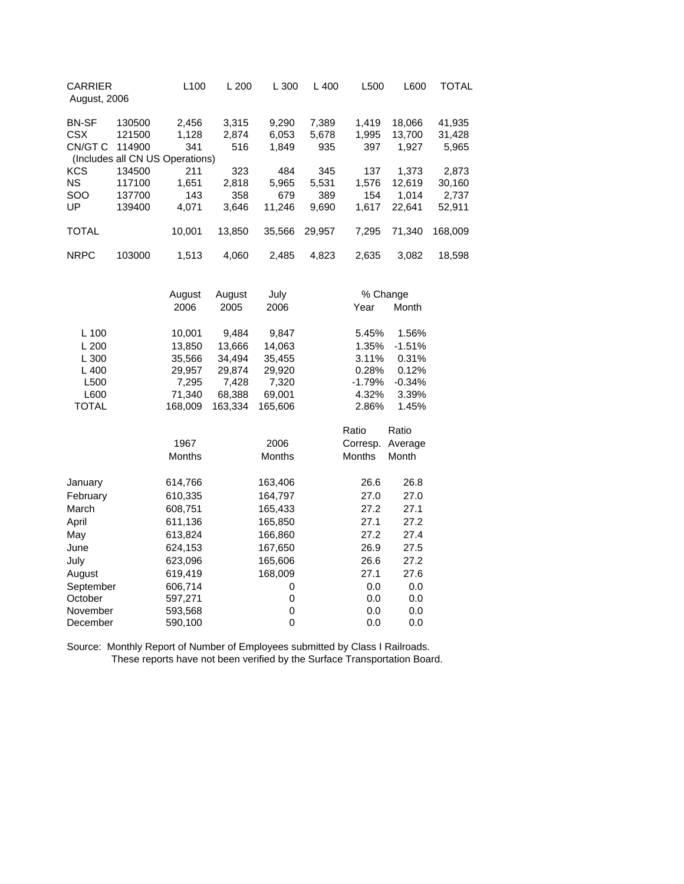| CARRIER August, 2006 | | L100 | L 200 | L 300 | L 400 | L500 | L600 | TOTAL |
|---|---|---|---|---|---|---|---|---|
| BN-SF | 130500 | 2,456 | 3,315 | 9,290 | 7,389 | 1,419 | 18,066 | 41,935 |
| CSX | 121500 | 1,128 | 2,874 | 6,053 | 5,678 | 1,995 | 13,700 | 31,428 |
| CN/GT C | 114900 | 341 | 516 | 1,849 | 935 | 397 | 1,927 | 5,965 |
| (Includes all CN US Operations) | | | | | | | | |
| KCS | 134500 | 211 | 323 | 484 | 345 | 137 | 1,373 | 2,873 |
| NS | 117100 | 1,651 | 2,818 | 5,965 | 5,531 | 1,576 | 12,619 | 30,160 |
| SOO | 137700 | 143 | 358 | 679 | 389 | 154 | 1,014 | 2,737 |
| UP | 139400 | 4,071 | 3,646 | 11,246 | 9,690 | 1,617 | 22,641 | 52,911 |
| TOTAL | | 10,001 | 13,850 | 35,566 | 29,957 | 7,295 | 71,340 | 168,009 |
| NRPC | 103000 | 1,513 | 4,060 | 2,485 | 4,823 | 2,635 | 3,082 | 18,598 |

| | August 2006 | August 2005 | July 2006 | % Change Year | % Change Month |
|---|---|---|---|---|---|
| L 100 | 10,001 | 9,484 | 9,847 | 5.45% | 1.56% |
| L 200 | 13,850 | 13,666 | 14,063 | 1.35% | -1.51% |
| L 300 | 35,566 | 34,494 | 35,455 | 3.11% | 0.31% |
| L 400 | 29,957 | 29,874 | 29,920 | 0.28% | 0.12% |
| L500 | 7,295 | 7,428 | 7,320 | -1.79% | -0.34% |
| L600 | 71,340 | 68,388 | 69,001 | 4.32% | 3.39% |
| TOTAL | 168,009 | 163,334 | 165,606 | 2.86% | 1.45% |

| | 1967 Months | 2006 Months | Ratio Corresp. Months | Ratio Average Month |
|---|---|---|---|---|
| January | 614,766 | 163,406 | 26.6 | 26.8 |
| February | 610,335 | 164,797 | 27.0 | 27.0 |
| March | 608,751 | 165,433 | 27.2 | 27.1 |
| April | 611,136 | 165,850 | 27.1 | 27.2 |
| May | 613,824 | 166,860 | 27.2 | 27.4 |
| June | 624,153 | 167,650 | 26.9 | 27.5 |
| July | 623,096 | 165,606 | 26.6 | 27.2 |
| August | 619,419 | 168,009 | 27.1 | 27.6 |
| September | 606,714 | 0 | 0.0 | 0.0 |
| October | 597,271 | 0 | 0.0 | 0.0 |
| November | 593,568 | 0 | 0.0 | 0.0 |
| December | 590,100 | 0 | 0.0 | 0.0 |

Source: Monthly Report of Number of Employees submitted by Class I Railroads.
These reports have not been verified by the Surface Transportation Board.